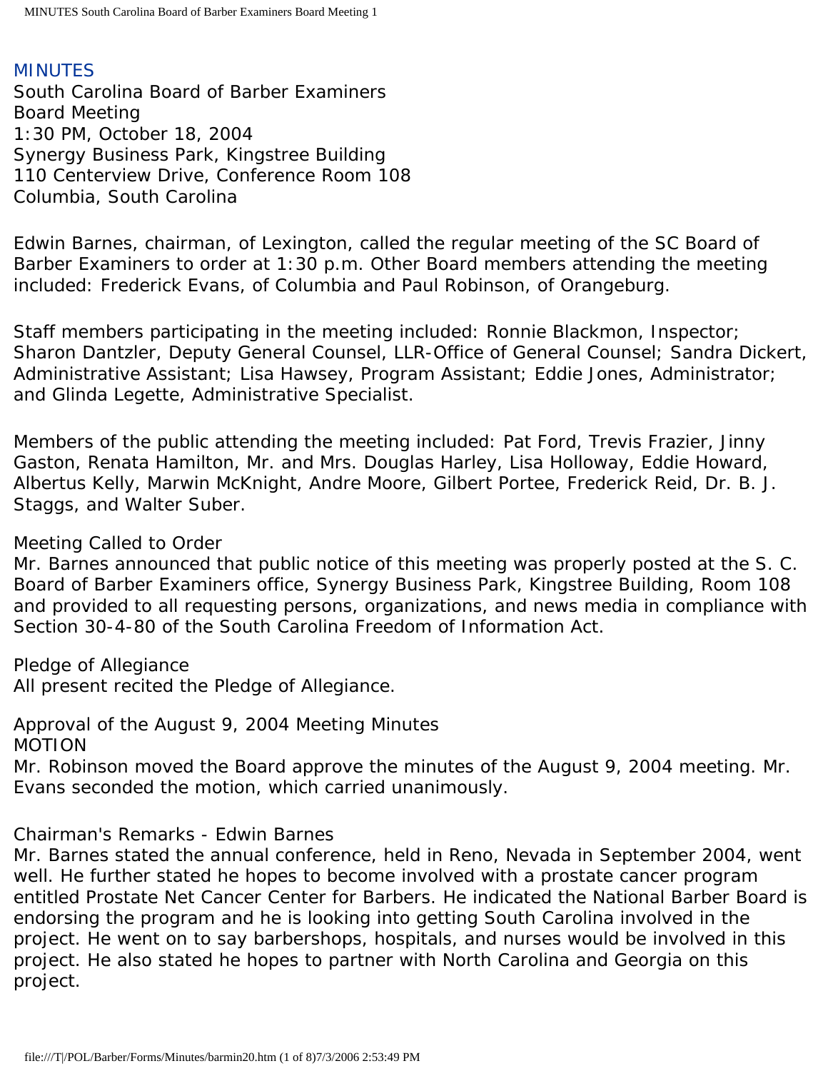# MINUTES

South Carolina Board of Barber Examiners
Board Meeting
1:30 PM, October 18, 2004
Synergy Business Park, Kingstree Building
110 Centerview Drive, Conference Room 108
Columbia, South Carolina

Edwin Barnes, chairman, of Lexington, called the regular meeting of the SC Board of Barber Examiners to order at 1:30 p.m. Other Board members attending the meeting included: Frederick Evans, of Columbia and Paul Robinson, of Orangeburg.

Staff members participating in the meeting included: Ronnie Blackmon, Inspector; Sharon Dantzler, Deputy General Counsel, LLR-Office of General Counsel; Sandra Dickert, Administrative Assistant; Lisa Hawsey, Program Assistant; Eddie Jones, Administrator; and Glinda Legette, Administrative Specialist.

Members of the public attending the meeting included: Pat Ford, Trevis Frazier, Jinny Gaston, Renata Hamilton, Mr. and Mrs. Douglas Harley, Lisa Holloway, Eddie Howard, Albertus Kelly, Marwin McKnight, Andre Moore, Gilbert Portee, Frederick Reid, Dr. B. J. Staggs, and Walter Suber.

Meeting Called to Order
Mr. Barnes announced that public notice of this meeting was properly posted at the S. C. Board of Barber Examiners office, Synergy Business Park, Kingstree Building, Room 108 and provided to all requesting persons, organizations, and news media in compliance with Section 30-4-80 of the South Carolina Freedom of Information Act.

Pledge of Allegiance
All present recited the Pledge of Allegiance.

Approval of the August 9, 2004 Meeting Minutes
MOTION
Mr. Robinson moved the Board approve the minutes of the August 9, 2004 meeting. Mr. Evans seconded the motion, which carried unanimously.

Chairman's Remarks - Edwin Barnes
Mr. Barnes stated the annual conference, held in Reno, Nevada in September 2004, went well. He further stated he hopes to become involved with a prostate cancer program entitled Prostate Net Cancer Center for Barbers. He indicated the National Barber Board is endorsing the program and he is looking into getting South Carolina involved in the project. He went on to say barbershops, hospitals, and nurses would be involved in this project. He also stated he hopes to partner with North Carolina and Georgia on this project.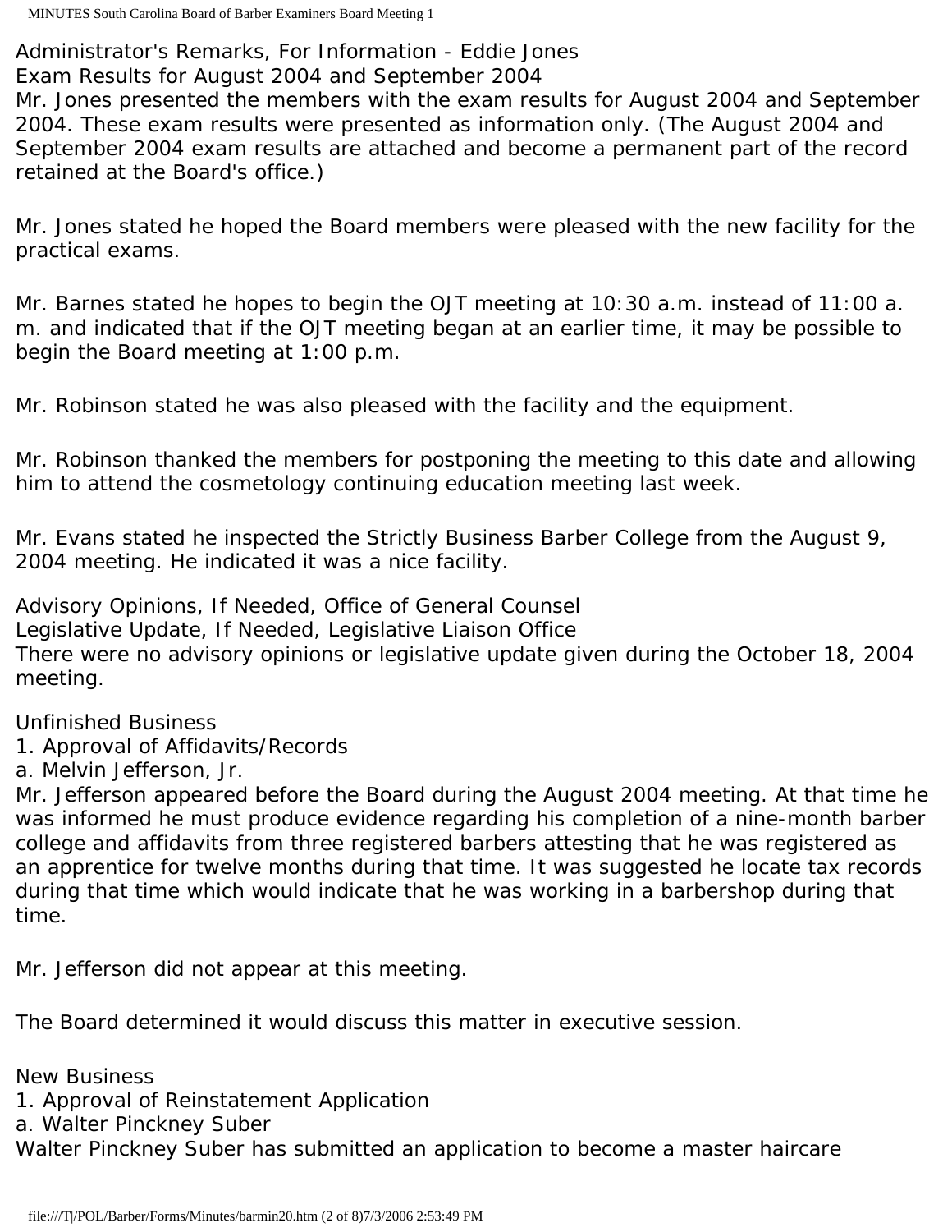Administrator's Remarks, For Information - Eddie Jones
Exam Results for August 2004 and September 2004
Mr. Jones presented the members with the exam results for August 2004 and September 2004. These exam results were presented as information only. (The August 2004 and September 2004 exam results are attached and become a permanent part of the record retained at the Board's office.)

Mr. Jones stated he hoped the Board members were pleased with the new facility for the practical exams.

Mr. Barnes stated he hopes to begin the OJT meeting at 10:30 a.m. instead of 11:00 a.m. and indicated that if the OJT meeting began at an earlier time, it may be possible to begin the Board meeting at 1:00 p.m.

Mr. Robinson stated he was also pleased with the facility and the equipment.

Mr. Robinson thanked the members for postponing the meeting to this date and allowing him to attend the cosmetology continuing education meeting last week.

Mr. Evans stated he inspected the Strictly Business Barber College from the August 9, 2004 meeting. He indicated it was a nice facility.

Advisory Opinions, If Needed, Office of General Counsel
Legislative Update, If Needed, Legislative Liaison Office
There were no advisory opinions or legislative update given during the October 18, 2004 meeting.

Unfinished Business
1. Approval of Affidavits/Records
a. Melvin Jefferson, Jr.
Mr. Jefferson appeared before the Board during the August 2004 meeting. At that time he was informed he must produce evidence regarding his completion of a nine-month barber college and affidavits from three registered barbers attesting that he was registered as an apprentice for twelve months during that time. It was suggested he locate tax records during that time which would indicate that he was working in a barbershop during that time.

Mr. Jefferson did not appear at this meeting.

The Board determined it would discuss this matter in executive session.

New Business
1. Approval of Reinstatement Application
a. Walter Pinckney Suber
Walter Pinckney Suber has submitted an application to become a master haircare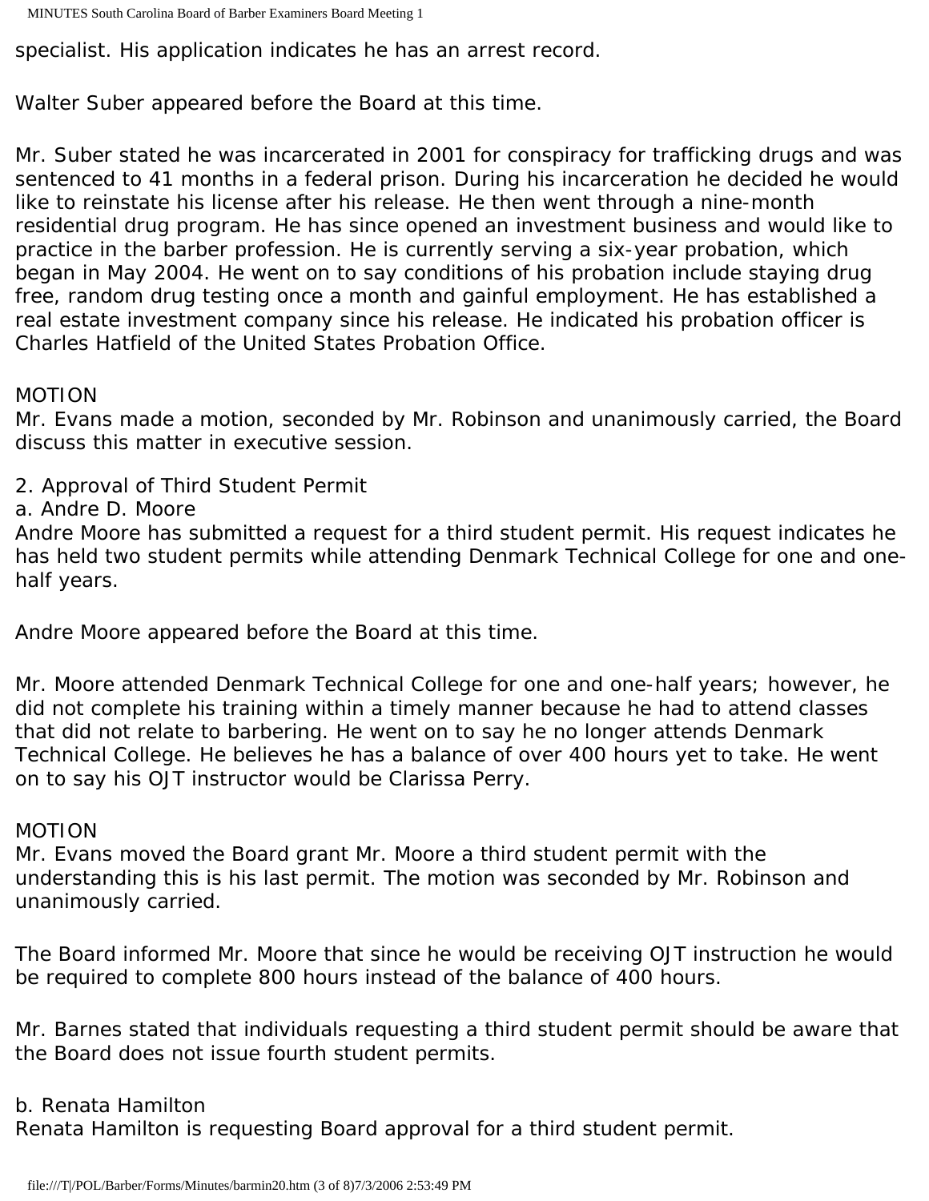specialist. His application indicates he has an arrest record.

Walter Suber appeared before the Board at this time.

Mr. Suber stated he was incarcerated in 2001 for conspiracy for trafficking drugs and was sentenced to 41 months in a federal prison. During his incarceration he decided he would like to reinstate his license after his release. He then went through a nine-month residential drug program. He has since opened an investment business and would like to practice in the barber profession. He is currently serving a six-year probation, which began in May 2004. He went on to say conditions of his probation include staying drug free, random drug testing once a month and gainful employment. He has established a real estate investment company since his release. He indicated his probation officer is Charles Hatfield of the United States Probation Office.

MOTION
Mr. Evans made a motion, seconded by Mr. Robinson and unanimously carried, the Board discuss this matter in executive session.

2. Approval of Third Student Permit
a. Andre D. Moore
Andre Moore has submitted a request for a third student permit. His request indicates he has held two student permits while attending Denmark Technical College for one and one-half years.

Andre Moore appeared before the Board at this time.

Mr. Moore attended Denmark Technical College for one and one-half years; however, he did not complete his training within a timely manner because he had to attend classes that did not relate to barbering. He went on to say he no longer attends Denmark Technical College. He believes he has a balance of over 400 hours yet to take. He went on to say his OJT instructor would be Clarissa Perry.

MOTION
Mr. Evans moved the Board grant Mr. Moore a third student permit with the understanding this is his last permit. The motion was seconded by Mr. Robinson and unanimously carried.

The Board informed Mr. Moore that since he would be receiving OJT instruction he would be required to complete 800 hours instead of the balance of 400 hours.

Mr. Barnes stated that individuals requesting a third student permit should be aware that the Board does not issue fourth student permits.

b. Renata Hamilton
Renata Hamilton is requesting Board approval for a third student permit.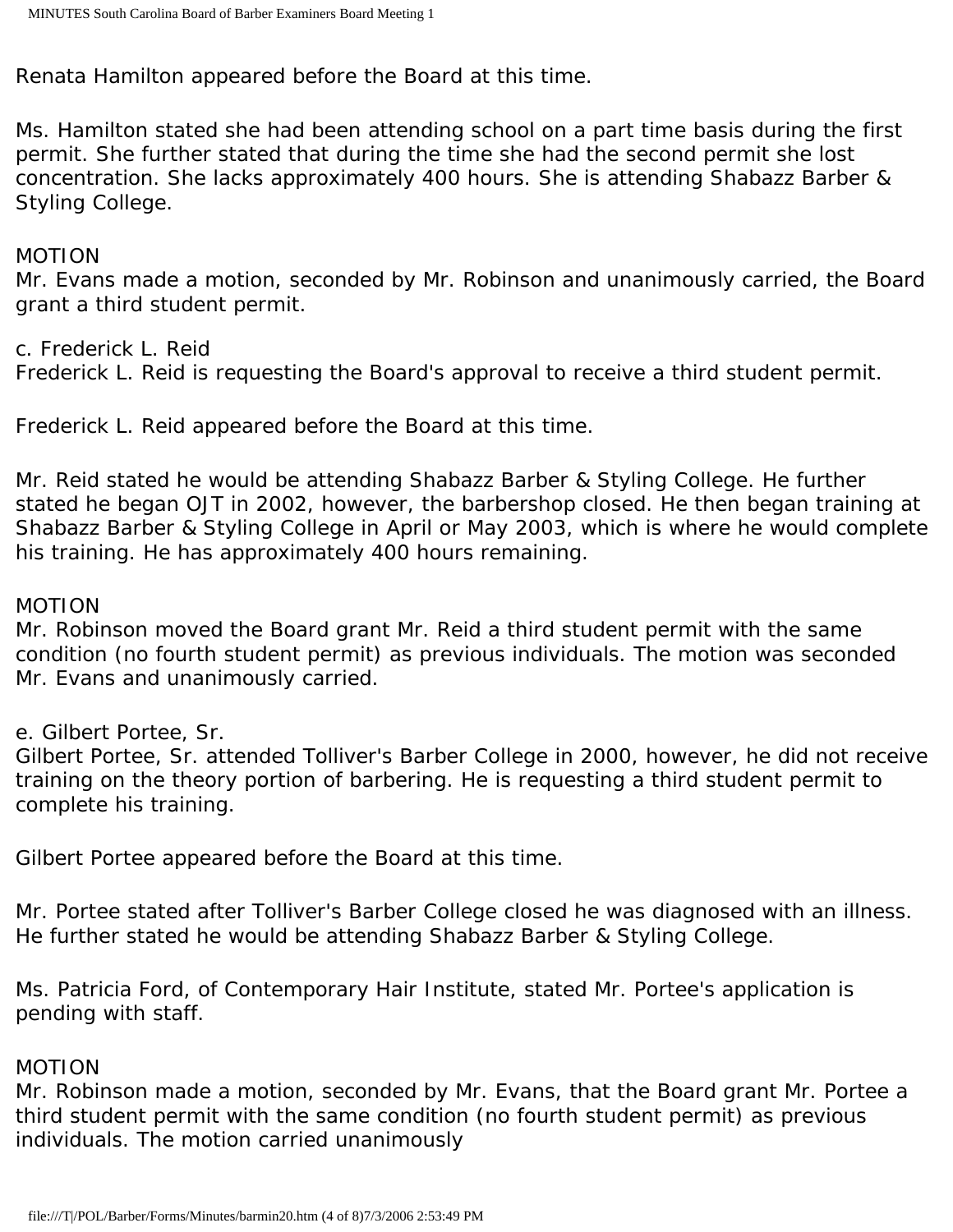Renata Hamilton appeared before the Board at this time.

Ms. Hamilton stated she had been attending school on a part time basis during the first permit. She further stated that during the time she had the second permit she lost concentration. She lacks approximately 400 hours. She is attending Shabazz Barber & Styling College.

MOTION
Mr. Evans made a motion, seconded by Mr. Robinson and unanimously carried, the Board grant a third student permit.

c. Frederick L. Reid
Frederick L. Reid is requesting the Board's approval to receive a third student permit.

Frederick L. Reid appeared before the Board at this time.

Mr. Reid stated he would be attending Shabazz Barber & Styling College. He further stated he began OJT in 2002, however, the barbershop closed. He then began training at Shabazz Barber & Styling College in April or May 2003, which is where he would complete his training. He has approximately 400 hours remaining.

MOTION
Mr. Robinson moved the Board grant Mr. Reid a third student permit with the same condition (no fourth student permit) as previous individuals. The motion was seconded Mr. Evans and unanimously carried.

e. Gilbert Portee, Sr.
Gilbert Portee, Sr. attended Tolliver's Barber College in 2000, however, he did not receive training on the theory portion of barbering. He is requesting a third student permit to complete his training.

Gilbert Portee appeared before the Board at this time.

Mr. Portee stated after Tolliver's Barber College closed he was diagnosed with an illness. He further stated he would be attending Shabazz Barber & Styling College.

Ms. Patricia Ford, of Contemporary Hair Institute, stated Mr. Portee's application is pending with staff.

MOTION
Mr. Robinson made a motion, seconded by Mr. Evans, that the Board grant Mr. Portee a third student permit with the same condition (no fourth student permit) as previous individuals. The motion carried unanimously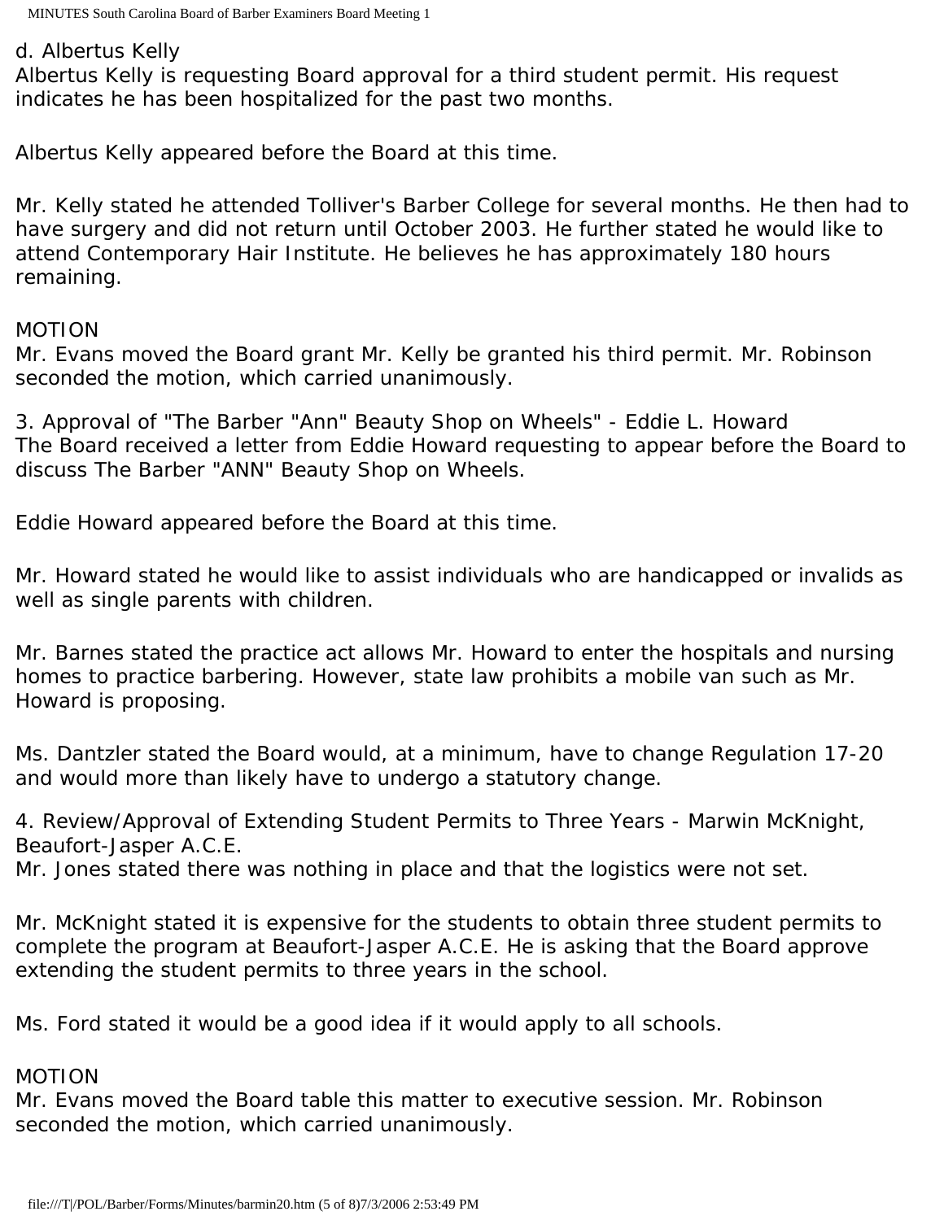d. Albertus Kelly
Albertus Kelly is requesting Board approval for a third student permit. His request indicates he has been hospitalized for the past two months.

Albertus Kelly appeared before the Board at this time.

Mr. Kelly stated he attended Tolliver's Barber College for several months. He then had to have surgery and did not return until October 2003. He further stated he would like to attend Contemporary Hair Institute. He believes he has approximately 180 hours remaining.

MOTION
Mr. Evans moved the Board grant Mr. Kelly be granted his third permit. Mr. Robinson seconded the motion, which carried unanimously.

3. Approval of "The Barber "Ann" Beauty Shop on Wheels" - Eddie L. Howard
The Board received a letter from Eddie Howard requesting to appear before the Board to discuss The Barber "ANN" Beauty Shop on Wheels.

Eddie Howard appeared before the Board at this time.

Mr. Howard stated he would like to assist individuals who are handicapped or invalids as well as single parents with children.

Mr. Barnes stated the practice act allows Mr. Howard to enter the hospitals and nursing homes to practice barbering. However, state law prohibits a mobile van such as Mr. Howard is proposing.

Ms. Dantzler stated the Board would, at a minimum, have to change Regulation 17-20 and would more than likely have to undergo a statutory change.

4. Review/Approval of Extending Student Permits to Three Years - Marwin McKnight, Beaufort-Jasper A.C.E.
Mr. Jones stated there was nothing in place and that the logistics were not set.

Mr. McKnight stated it is expensive for the students to obtain three student permits to complete the program at Beaufort-Jasper A.C.E. He is asking that the Board approve extending the student permits to three years in the school.

Ms. Ford stated it would be a good idea if it would apply to all schools.

MOTION
Mr. Evans moved the Board table this matter to executive session. Mr. Robinson seconded the motion, which carried unanimously.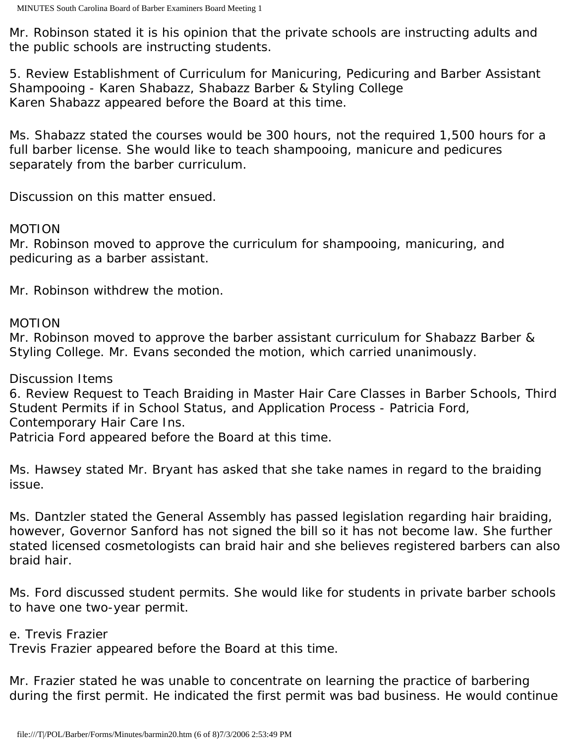Mr. Robinson stated it is his opinion that the private schools are instructing adults and the public schools are instructing students.

5. Review Establishment of Curriculum for Manicuring, Pedicuring and Barber Assistant Shampooing - Karen Shabazz, Shabazz Barber & Styling College
Karen Shabazz appeared before the Board at this time.

Ms. Shabazz stated the courses would be 300 hours, not the required 1,500 hours for a full barber license. She would like to teach shampooing, manicure and pedicures separately from the barber curriculum.

Discussion on this matter ensued.

MOTION
Mr. Robinson moved to approve the curriculum for shampooing, manicuring, and pedicuring as a barber assistant.

Mr. Robinson withdrew the motion.

MOTION
Mr. Robinson moved to approve the barber assistant curriculum for Shabazz Barber & Styling College. Mr. Evans seconded the motion, which carried unanimously.

Discussion Items
6. Review Request to Teach Braiding in Master Hair Care Classes in Barber Schools, Third Student Permits if in School Status, and Application Process - Patricia Ford, Contemporary Hair Care Ins.
Patricia Ford appeared before the Board at this time.

Ms. Hawsey stated Mr. Bryant has asked that she take names in regard to the braiding issue.

Ms. Dantzler stated the General Assembly has passed legislation regarding hair braiding, however, Governor Sanford has not signed the bill so it has not become law. She further stated licensed cosmetologists can braid hair and she believes registered barbers can also braid hair.

Ms. Ford discussed student permits. She would like for students in private barber schools to have one two-year permit.

e. Trevis Frazier
Trevis Frazier appeared before the Board at this time.

Mr. Frazier stated he was unable to concentrate on learning the practice of barbering during the first permit. He indicated the first permit was bad business. He would continue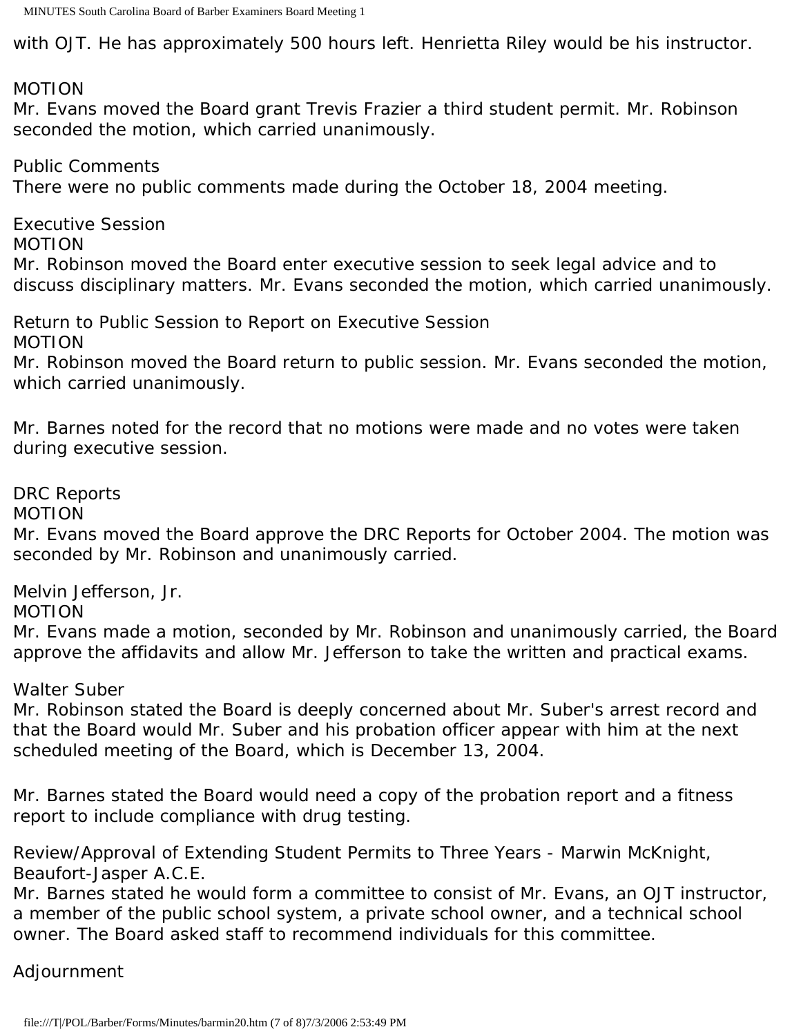with OJT. He has approximately 500 hours left. Henrietta Riley would be his instructor.

MOTION
Mr. Evans moved the Board grant Trevis Frazier a third student permit. Mr. Robinson seconded the motion, which carried unanimously.

Public Comments
There were no public comments made during the October 18, 2004 meeting.

Executive Session
MOTION
Mr. Robinson moved the Board enter executive session to seek legal advice and to discuss disciplinary matters. Mr. Evans seconded the motion, which carried unanimously.

Return to Public Session to Report on Executive Session
MOTION
Mr. Robinson moved the Board return to public session. Mr. Evans seconded the motion, which carried unanimously.

Mr. Barnes noted for the record that no motions were made and no votes were taken during executive session.

DRC Reports
MOTION
Mr. Evans moved the Board approve the DRC Reports for October 2004. The motion was seconded by Mr. Robinson and unanimously carried.

Melvin Jefferson, Jr.
MOTION
Mr. Evans made a motion, seconded by Mr. Robinson and unanimously carried, the Board approve the affidavits and allow Mr. Jefferson to take the written and practical exams.

Walter Suber
Mr. Robinson stated the Board is deeply concerned about Mr. Suber's arrest record and that the Board would Mr. Suber and his probation officer appear with him at the next scheduled meeting of the Board, which is December 13, 2004.

Mr. Barnes stated the Board would need a copy of the probation report and a fitness report to include compliance with drug testing.

Review/Approval of Extending Student Permits to Three Years - Marwin McKnight, Beaufort-Jasper A.C.E.
Mr. Barnes stated he would form a committee to consist of Mr. Evans, an OJT instructor, a member of the public school system, a private school owner, and a technical school owner. The Board asked staff to recommend individuals for this committee.

Adjournment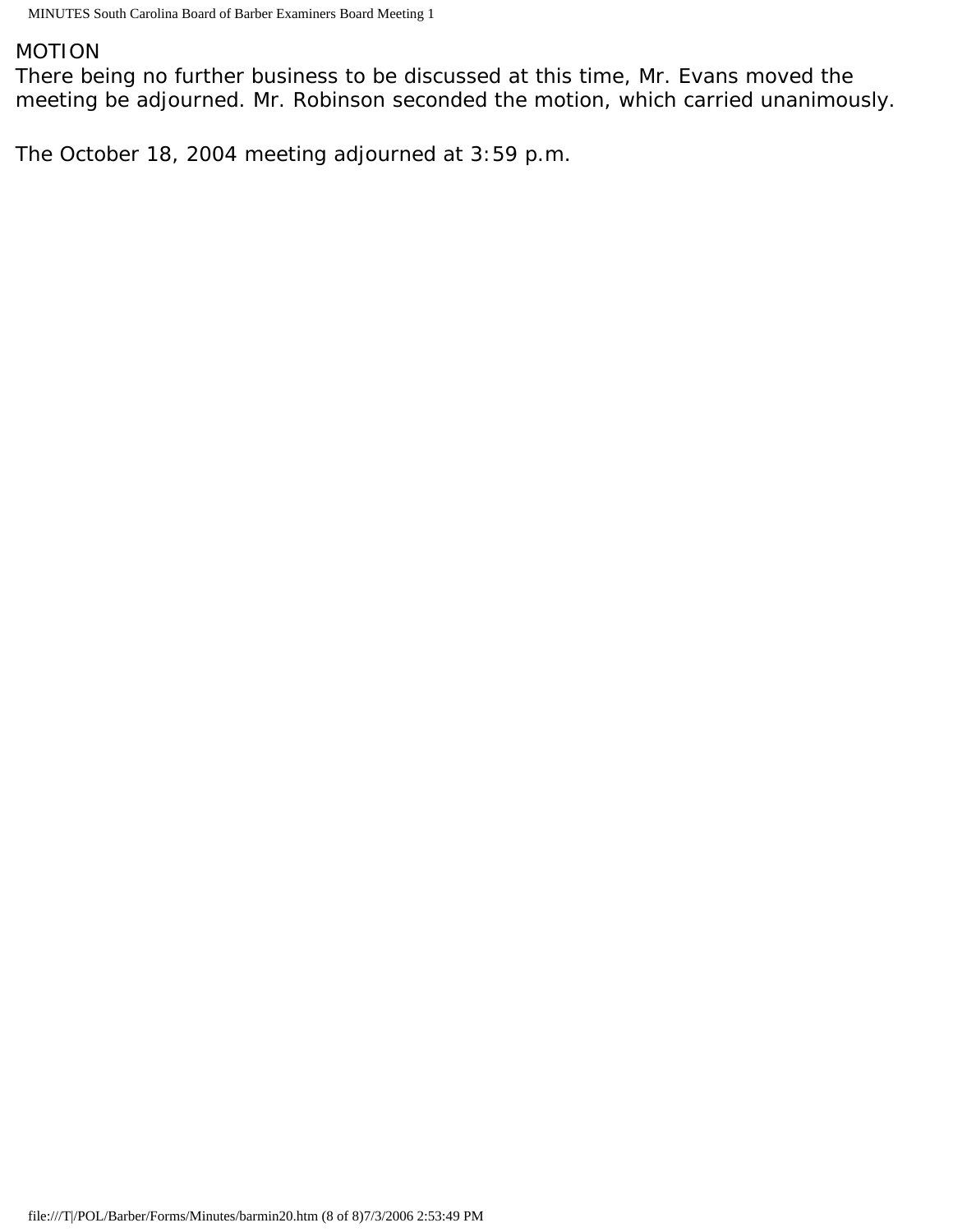MOTION

There being no further business to be discussed at this time, Mr. Evans moved the meeting be adjourned. Mr. Robinson seconded the motion, which carried unanimously.

The October 18, 2004 meeting adjourned at 3:59 p.m.